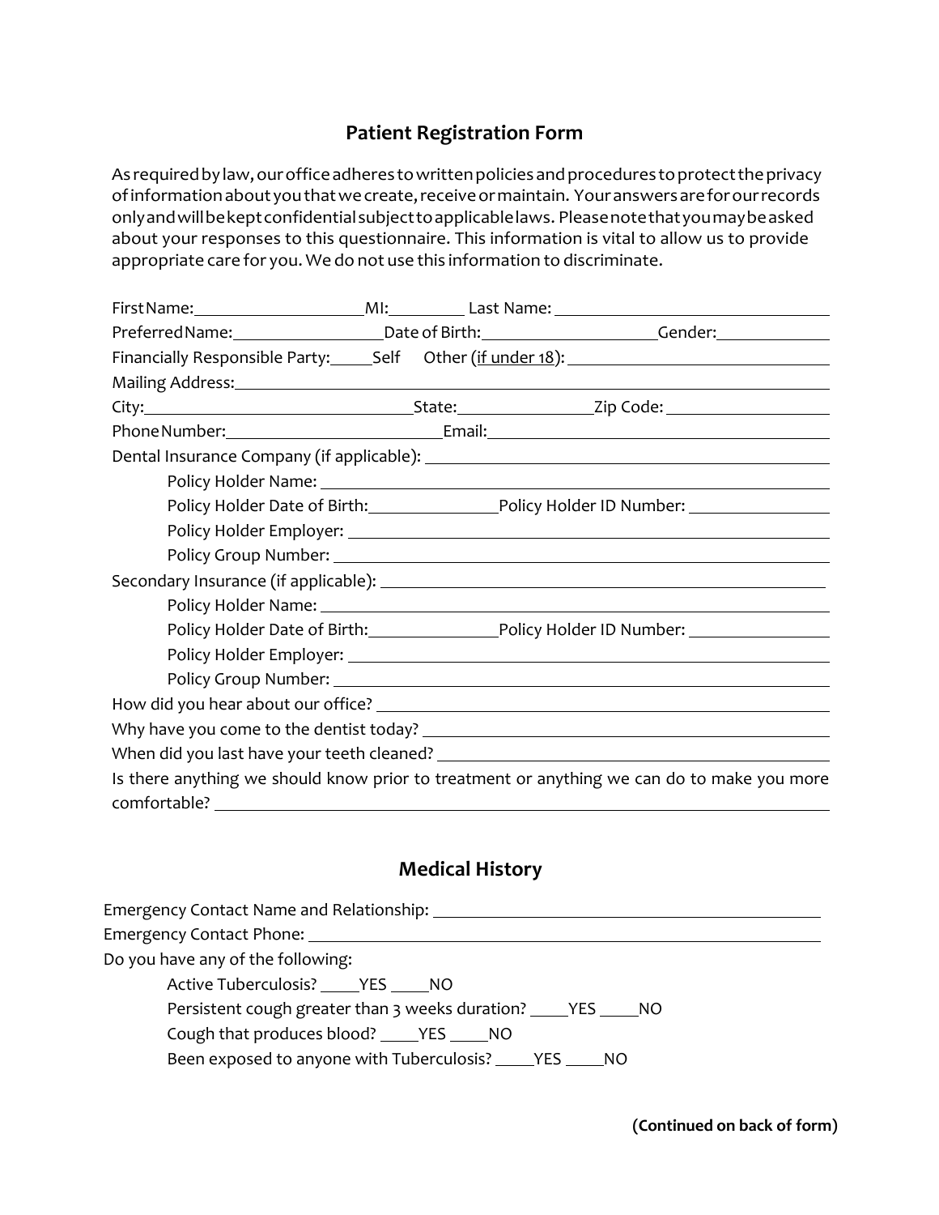## Patient Registration Form

As required by law, our office adheres to written policies and procedures to protect the privacy of information about you that we create, receive or maintain. Your answers are for our records only and will be kept confidential subject to applicable laws. Please note that you may be asked about your responses to this questionnaire. This information is vital to allow us to provide appropriate care for you. We do not use this information to discriminate.

First Name:____________________MI:_________ Last Name: ________________________________

Preferred Name:_________________Date of Birth:____________________Gender:_____________

Financially Responsible Party:_____Self Other (if under 18): ______________________________

Mailing Address:___________________________________________________________________

City:______________________________State:_______________Zip Code: ___________________

Phone Number:_________________________Email:______________________________________

Dental Insurance Company (if applicable): ____________________________________________

Policy Holder Name: ________________________________________________________

Policy Holder Date of Birth:_______________Policy Holder ID Number: ________________

Policy Holder Employer: _____________________________________________________

Policy Group Number: _______________________________________________________

Secondary Insurance (if applicable): _________________________________________________

Policy Holder Name: ________________________________________________________

Policy Holder Date of Birth:_______________Policy Holder ID Number: ________________

Policy Holder Employer: _____________________________________________________

Policy Group Number: _______________________________________________________

How did you hear about our office? __________________________________________________

Why have you come to the dentist today? _____________________________________________

When did you last have your teeth cleaned? ___________________________________________

Is there anything we should know prior to treatment or anything we can do to make you more comfortable? _________________________________________________________________________

## Medical History

Emergency Contact Name and Relationship: ____________________________________________

Emergency Contact Phone: __________________________________________________________

Do you have any of the following:

Active Tuberculosis? _____YES _____NO

Persistent cough greater than 3 weeks duration? _____YES _____NO

Cough that produces blood? _____YES _____NO

Been exposed to anyone with Tuberculosis? _____YES _____NO

**(Continued on back of form)**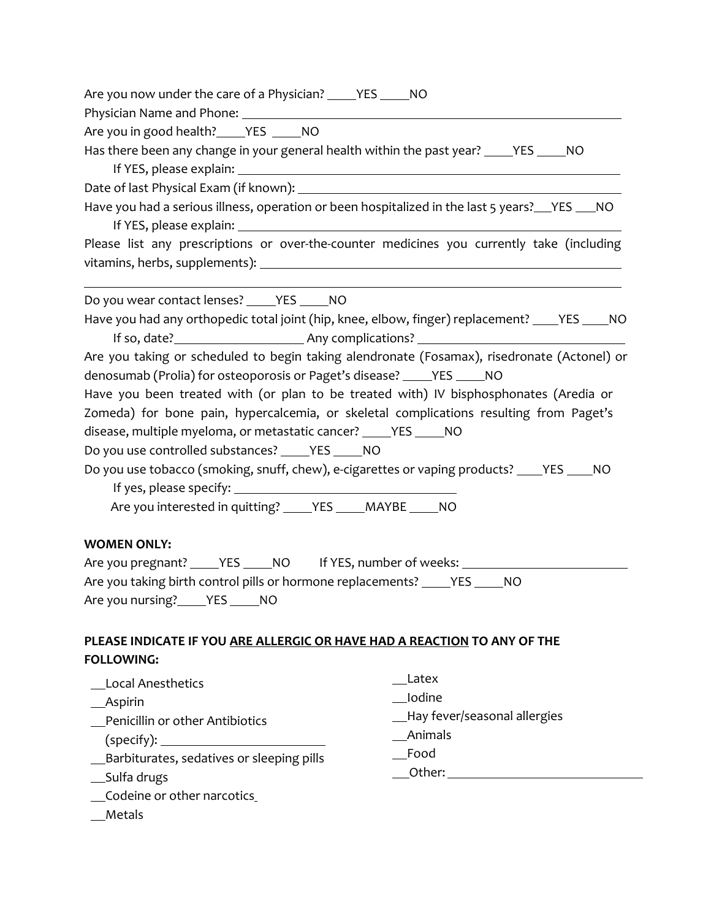Are you now under the care of a Physician? _____YES _____NO

Physician Name and Phone: ____________________________________________

Are you in good health?_____YES _____NO

Has there been any change in your general health within the past year? _____YES _____NO

If YES, please explain: ____________________________________________

Date of last Physical Exam (if known): ____________________________________________

Have you had a serious illness, operation or been hospitalized in the last 5 years?___YES ___NO

If YES, please explain: ____________________________________________

Please list any prescriptions or over-the-counter medicines you currently take (including vitamins, herbs, supplements): ____________________________________________

____________________________________________

Do you wear contact lenses? _____YES _____NO

Have you had any orthopedic total joint (hip, knee, elbow, finger) replacement? ____YES ____NO

If so, date?____________________ Any complications? ______________________________

Are you taking or scheduled to begin taking alendronate (Fosamax), risedronate (Actonel) or denosumab (Prolia) for osteoporosis or Paget's disease? _____YES _____NO

Have you been treated with (or plan to be treated with) IV bisphosphonates (Aredia or Zomeda) for bone pain, hypercalcemia, or skeletal complications resulting from Paget's disease, multiple myeloma, or metastatic cancer? _____YES _____NO

Do you use controlled substances? _____YES _____NO

Do you use tobacco (smoking, snuff, chew), e-cigarettes or vaping products? ____YES ____NO

If yes, please specify: ______________________________

Are you interested in quitting? _____YES _____MAYBE _____NO

**WOMEN ONLY:**

Are you pregnant? _____YES _____NO If YES, number of weeks: __________________________

Are you taking birth control pills or hormone replacements? _____YES _____NO

Are you nursing?_____YES _____NO

**PLEASE INDICATE IF YOU <u>ARE ALLERGIC OR HAVE HAD A REACTION</u> TO ANY OF THE FOLLOWING:**

__Local Anesthetics

__Aspirin

__Penicillin or other Antibiotics (specify): __________________________

__Barbiturates, sedatives or sleeping pills

__Sulfa drugs

__Codeine or other narcotics

__Metals

__Latex

__Iodine

__Hay fever/seasonal allergies

__Animals

__Food

___Other: ______________________________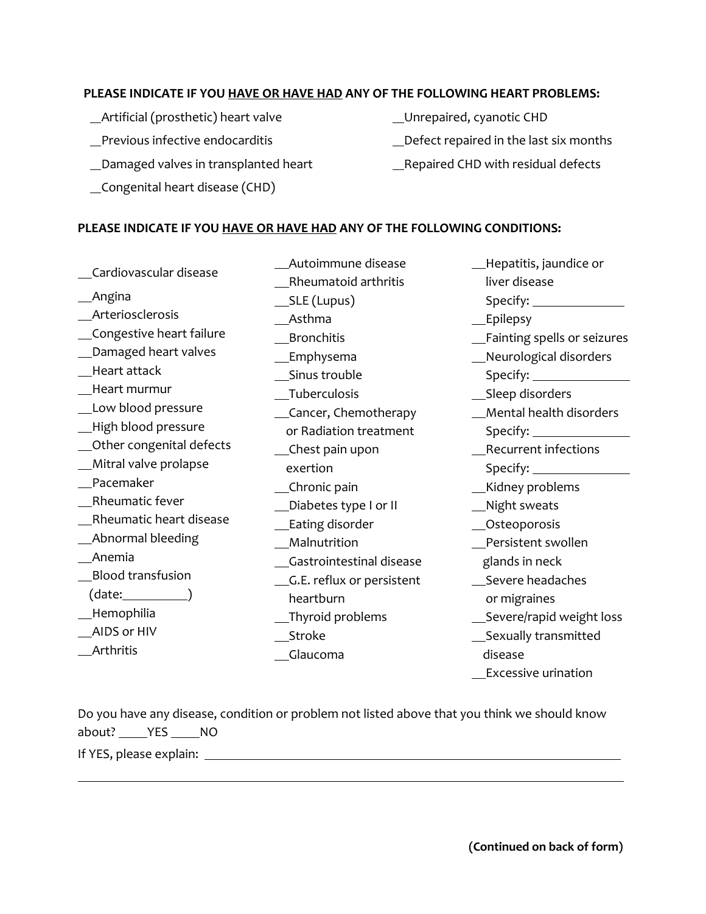**PLEASE INDICATE IF YOU <u>HAVE OR HAVE HAD</u> ANY OF THE FOLLOWING HEART PROBLEMS:**

- __Artificial (prosthetic) heart valve
- __Previous infective endocarditis
- __Damaged valves in transplanted heart
- __Congenital heart disease (CHD)
- __Unrepaired, cyanotic CHD
- __Defect repaired in the last six months
- __Repaired CHD with residual defects

**PLEASE INDICATE IF YOU <u>HAVE OR HAVE HAD</u> ANY OF THE FOLLOWING CONDITIONS:**

- __Cardiovascular disease
- __Angina
- __Arteriosclerosis
- __Congestive heart failure
- __Damaged heart valves
- __Heart attack
- __Heart murmur
- __Low blood pressure
- __High blood pressure
- __Other congenital defects
- __Mitral valve prolapse
- __Pacemaker
- __Rheumatic fever
- __Rheumatic heart disease
- __Abnormal bleeding
- __Anemia
- __Blood transfusion (date:__________)
- __Hemophilia
- __AIDS or HIV
- __Arthritis
- __Autoimmune disease
- __Rheumatoid arthritis
- __SLE (Lupus)
- __Asthma
- __Bronchitis
- __Emphysema
- __Sinus trouble
- __Tuberculosis
- __Cancer, Chemotherapy or Radiation treatment
- __Chest pain upon exertion
- __Chronic pain
- __Diabetes type I or II
- __Eating disorder
- __Malnutrition
- __Gastrointestinal disease
- __G.E. reflux or persistent heartburn
- __Thyroid problems
- __Stroke
- __Glaucoma
- __Hepatitis, jaundice or liver disease Specify: ______________
- __Epilepsy
- __Fainting spells or seizures
- __Neurological disorders Specify: ______________
- __Sleep disorders
- __Mental health disorders Specify: ______________
- __Recurrent infections Specify: ______________
- __Kidney problems
- __Night sweats
- __Osteoporosis
- __Persistent swollen glands in neck
- __Severe headaches or migraines
- __Severe/rapid weight loss
- __Sexually transmitted disease
- __Excessive urination

Do you have any disease, condition or problem not listed above that you think we should know about? _____YES _____NO

If YES, please explain: ______________________________________________________________

______________________________________________________________

**(Continued on back of form)**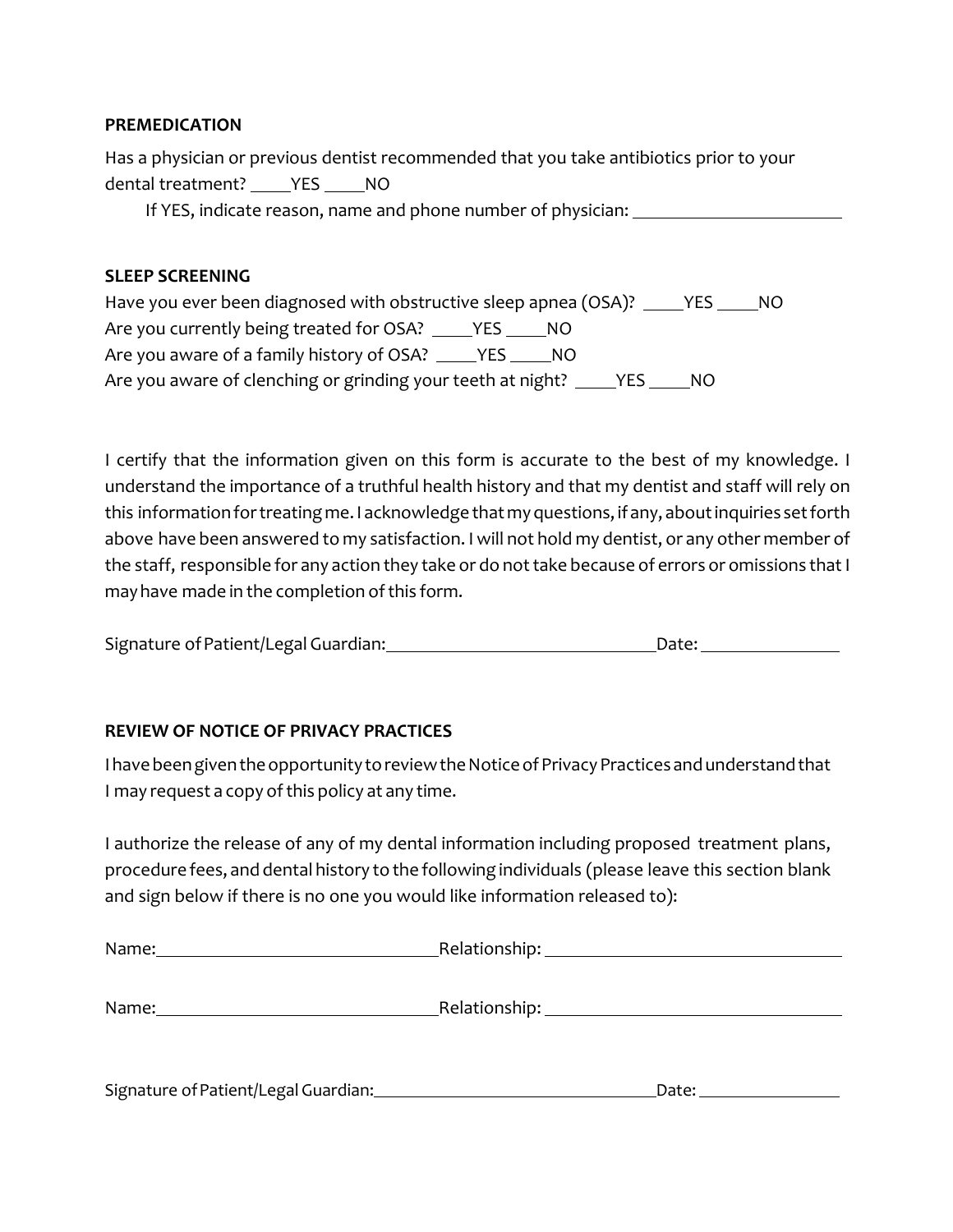**PREMEDICATION**

Has a physician or previous dentist recommended that you take antibiotics prior to your dental treatment? _____YES _____NO

If YES, indicate reason, name and phone number of physician: ______________________

**SLEEP SCREENING**

Have you ever been diagnosed with obstructive sleep apnea (OSA)? _____YES _____NO

Are you currently being treated for OSA? _____YES _____NO

Are you aware of a family history of OSA? _____YES _____NO

Are you aware of clenching or grinding your teeth at night? _____YES _____NO

I certify that the information given on this form is accurate to the best of my knowledge. I understand the importance of a truthful health history and that my dentist and staff will rely on this information for treating me. I acknowledge that my questions, if any, about inquiries set forth above have been answered to my satisfaction. I will not hold my dentist, or any other member of the staff, responsible for any action they take or do not take because of errors or omissions that I may have made in the completion of this form.

Signature of Patient/Legal Guardian: ______________________________ Date: _______________

**REVIEW OF NOTICE OF PRIVACY PRACTICES**

I have been given the opportunity to review the Notice of Privacy Practices and understand that I may request a copy of this policy at any time.

I authorize the release of any of my dental information including proposed treatment plans, procedure fees, and dental history to the following individuals (please leave this section blank and sign below if there is no one you would like information released to):

Name: ______________________________ Relationship: ________________________________

Name: ______________________________ Relationship: ________________________________

Signature of Patient/Legal Guardian: ______________________________ Date: _______________